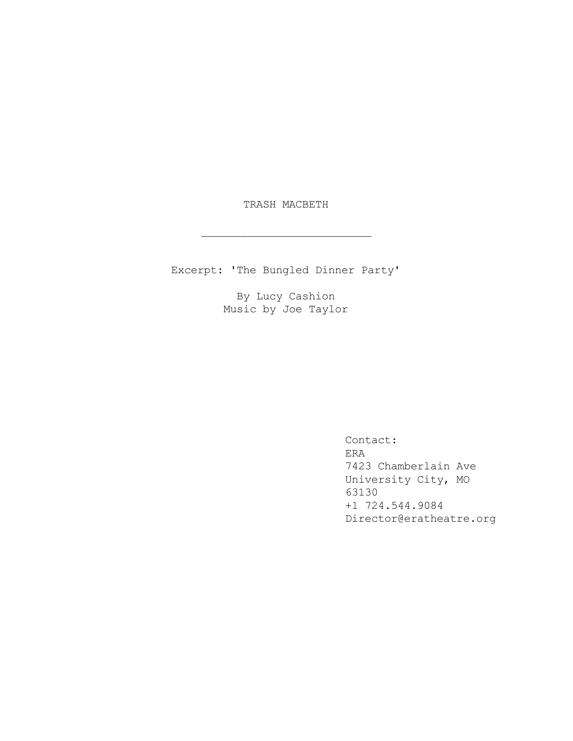# TRASH MACBETH

---

Excerpt: 'The Bungled Dinner Party'

By Lucy Cashion
Music by Joe Taylor

Contact:
ERA
7423 Chamberlain Ave
University City, MO
63130
+1 724.544.9084
Director@eratheatre.org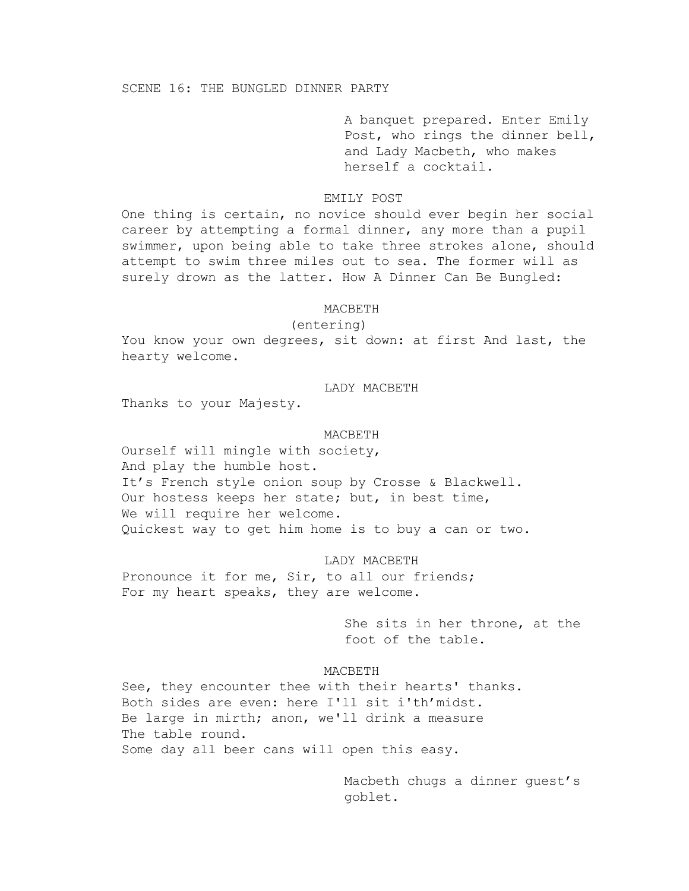SCENE 16: THE BUNGLED DINNER PARTY

A banquet prepared. Enter Emily Post, who rings the dinner bell, and Lady Macbeth, who makes herself a cocktail.

EMILY POST

One thing is certain, no novice should ever begin her social career by attempting a formal dinner, any more than a pupil swimmer, upon being able to take three strokes alone, should attempt to swim three miles out to sea. The former will as surely drown as the latter. How A Dinner Can Be Bungled:

MACBETH

(entering)

You know your own degrees, sit down: at first And last, the hearty welcome.

LADY MACBETH

Thanks to your Majesty.

MACBETH

Ourself will mingle with society,
And play the humble host.
It's French style onion soup by Crosse & Blackwell.
Our hostess keeps her state; but, in best time,
We will require her welcome.
Quickest way to get him home is to buy a can or two.

LADY MACBETH

Pronounce it for me, Sir, to all our friends;
For my heart speaks, they are welcome.

She sits in her throne, at the foot of the table.

MACBETH

See, they encounter thee with their hearts' thanks.
Both sides are even: here I'll sit i'th'midst.
Be large in mirth; anon, we'll drink a measure
The table round.
Some day all beer cans will open this easy.

Macbeth chugs a dinner guest's goblet.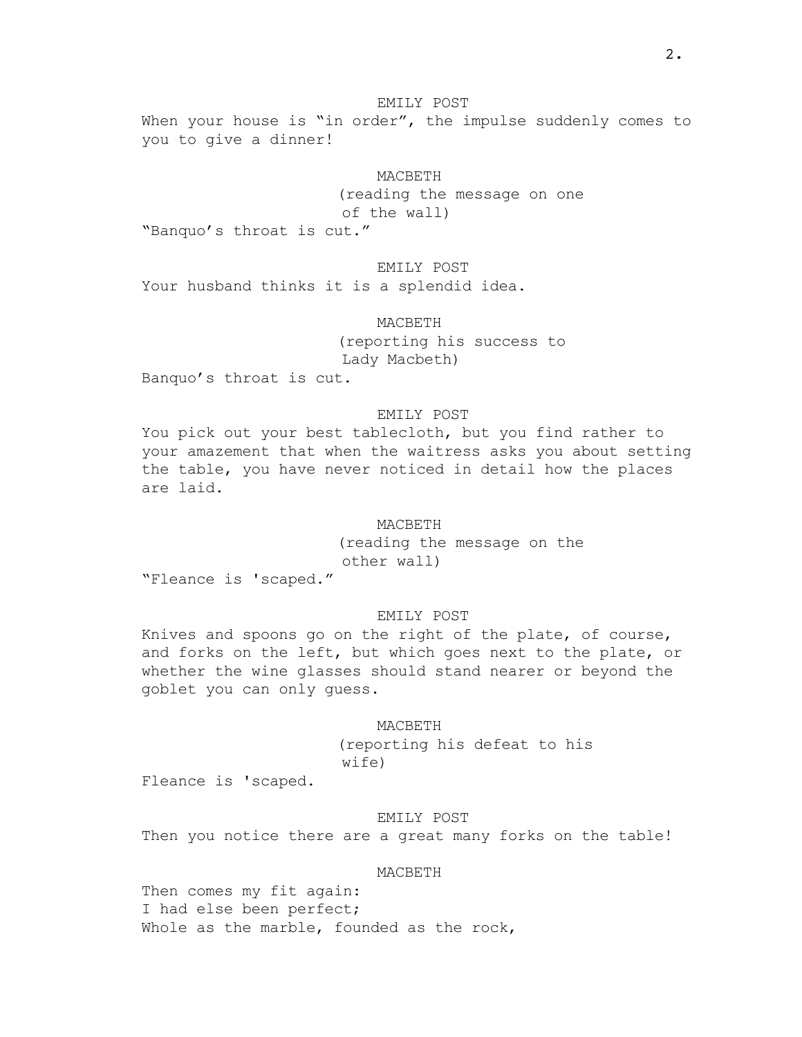EMILY POST

When your house is “in order”, the impulse suddenly comes to you to give a dinner!

MACBETH

(reading the message on one of the wall)

“Banquo’s throat is cut.”

EMILY POST

Your husband thinks it is a splendid idea.

MACBETH

(reporting his success to Lady Macbeth)

Banquo’s throat is cut.

EMILY POST

You pick out your best tablecloth, but you find rather to your amazement that when the waitress asks you about setting the table, you have never noticed in detail how the places are laid.

MACBETH

(reading the message on the other wall)

“Fleance is 'scaped.”

EMILY POST

Knives and spoons go on the right of the plate, of course, and forks on the left, but which goes next to the plate, or whether the wine glasses should stand nearer or beyond the goblet you can only guess.

MACBETH

(reporting his defeat to his wife)

Fleance is 'scaped.

EMILY POST

Then you notice there are a great many forks on the table!

MACBETH

Then comes my fit again:
I had else been perfect;
Whole as the marble, founded as the rock,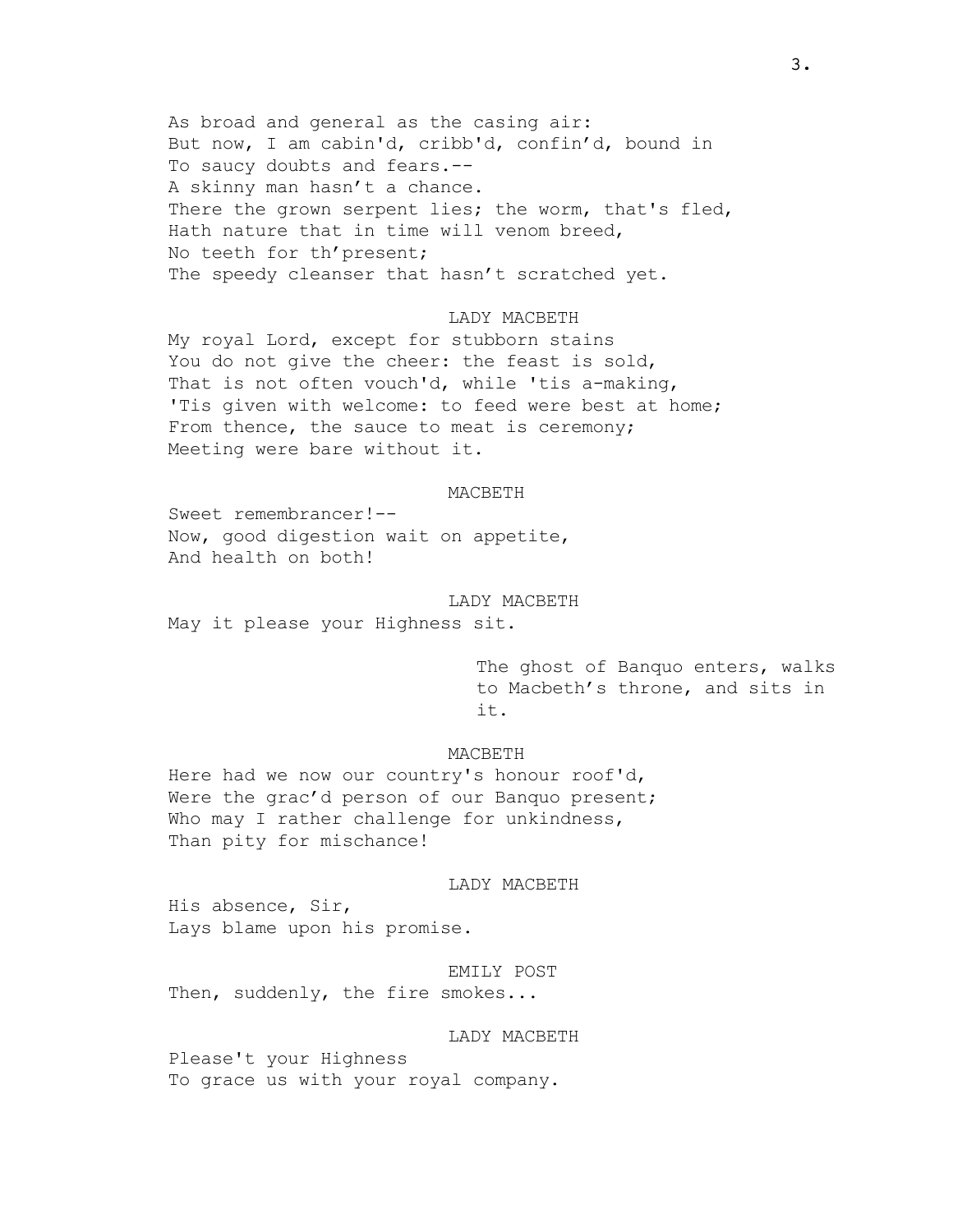As broad and general as the casing air:
But now, I am cabin'd, cribb'd, confin'd, bound in
To saucy doubts and fears.--
A skinny man hasn't a chance.
There the grown serpent lies; the worm, that's fled,
Hath nature that in time will venom breed,
No teeth for th'present;
The speedy cleanser that hasn't scratched yet.

LADY MACBETH

My royal Lord, except for stubborn stains
You do not give the cheer: the feast is sold,
That is not often vouch'd, while 'tis a-making,
'Tis given with welcome: to feed were best at home;
From thence, the sauce to meat is ceremony;
Meeting were bare without it.

MACBETH

Sweet remembrancer!--
Now, good digestion wait on appetite,
And health on both!

LADY MACBETH

May it please your Highness sit.

*The ghost of Banquo enters, walks to Macbeth's throne, and sits in it.*

MACBETH

Here had we now our country's honour roof'd,
Were the grac'd person of our Banquo present;
Who may I rather challenge for unkindness,
Than pity for mischance!

LADY MACBETH

His absence, Sir,
Lays blame upon his promise.

EMILY POST

Then, suddenly, the fire smokes...

LADY MACBETH

Please't your Highness
To grace us with your royal company.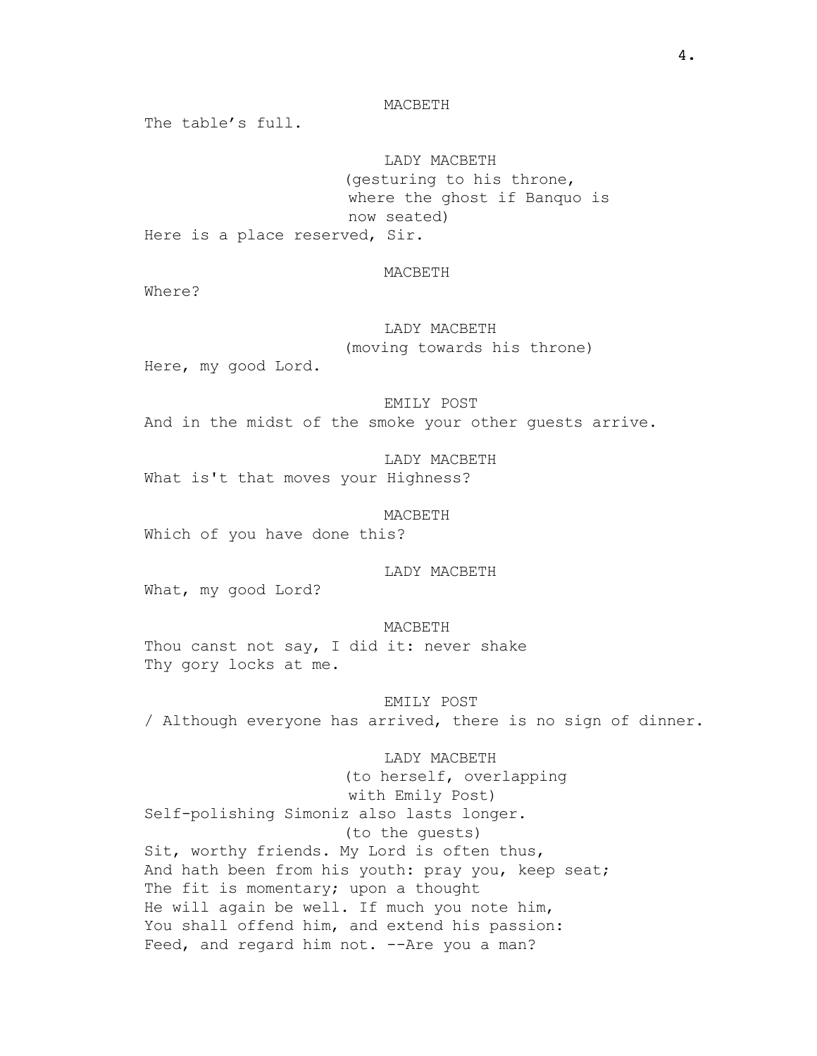MACBETH

The table's full.

LADY MACBETH

(gesturing to his throne, where the ghost if Banquo is now seated)

Here is a place reserved, Sir.

MACBETH

Where?

LADY MACBETH

(moving towards his throne)

Here, my good Lord.

EMILY POST

And in the midst of the smoke your other guests arrive.

LADY MACBETH

What is't that moves your Highness?

MACBETH

Which of you have done this?

LADY MACBETH

What, my good Lord?

MACBETH

Thou canst not say, I did it: never shake
Thy gory locks at me.

EMILY POST

/ Although everyone has arrived, there is no sign of dinner.

LADY MACBETH

(to herself, overlapping with Emily Post)

Self-polishing Simoniz also lasts longer.

(to the guests)

Sit, worthy friends. My Lord is often thus,
And hath been from his youth: pray you, keep seat;
The fit is momentary; upon a thought
He will again be well. If much you note him,
You shall offend him, and extend his passion:
Feed, and regard him not. --Are you a man?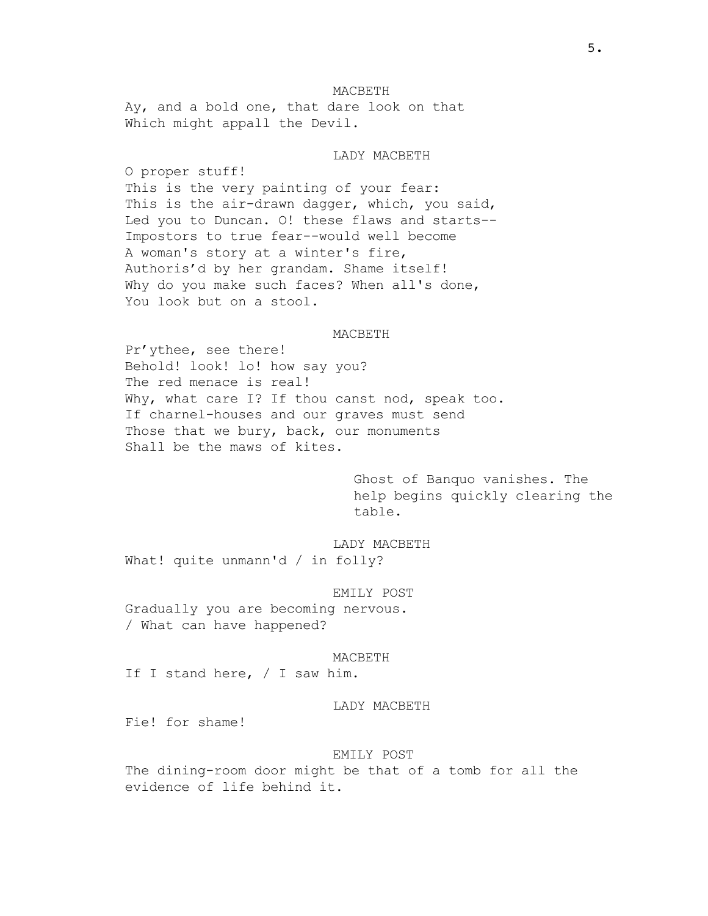MACBETH

Ay, and a bold one, that dare look on that
Which might appall the Devil.

LADY MACBETH

O proper stuff!
This is the very painting of your fear:
This is the air-drawn dagger, which, you said,
Led you to Duncan. O! these flaws and starts--
Impostors to true fear--would well become
A woman's story at a winter's fire,
Authoris'd by her grandam. Shame itself!
Why do you make such faces? When all's done,
You look but on a stool.

MACBETH

Pr'ythee, see there!
Behold! look! lo! how say you?
The red menace is real!
Why, what care I? If thou canst nod, speak too.
If charnel-houses and our graves must send
Those that we bury, back, our monuments
Shall be the maws of kites.

Ghost of Banquo vanishes. The help begins quickly clearing the table.

LADY MACBETH

What! quite unmann'd / in folly?

EMILY POST

Gradually you are becoming nervous.
/ What can have happened?

MACBETH

If I stand here, / I saw him.

LADY MACBETH

Fie! for shame!

EMILY POST

The dining-room door might be that of a tomb for all the evidence of life behind it.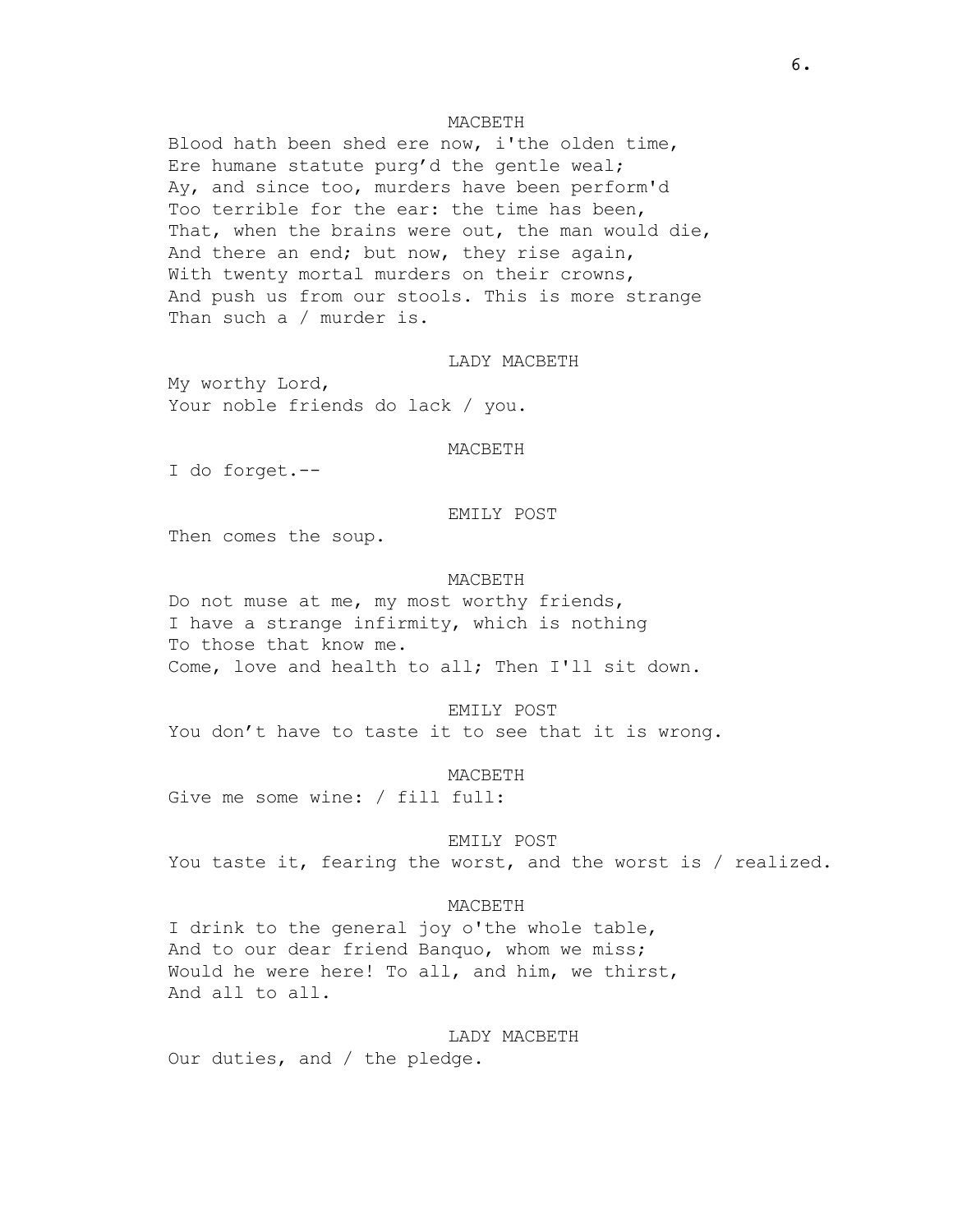MACBETH

Blood hath been shed ere now, i'the olden time,
Ere humane statute purg'd the gentle weal;
Ay, and since too, murders have been perform'd
Too terrible for the ear: the time has been,
That, when the brains were out, the man would die,
And there an end; but now, they rise again,
With twenty mortal murders on their crowns,
And push us from our stools. This is more strange
Than such a / murder is.

LADY MACBETH

My worthy Lord,
Your noble friends do lack / you.

MACBETH

I do forget.--

EMILY POST

Then comes the soup.

MACBETH

Do not muse at me, my most worthy friends,
I have a strange infirmity, which is nothing
To those that know me.
Come, love and health to all; Then I'll sit down.

EMILY POST

You don't have to taste it to see that it is wrong.

MACBETH

Give me some wine: / fill full:

EMILY POST

You taste it, fearing the worst, and the worst is / realized.

MACBETH

I drink to the general joy o'the whole table,
And to our dear friend Banquo, whom we miss;
Would he were here! To all, and him, we thirst,
And all to all.

LADY MACBETH

Our duties, and / the pledge.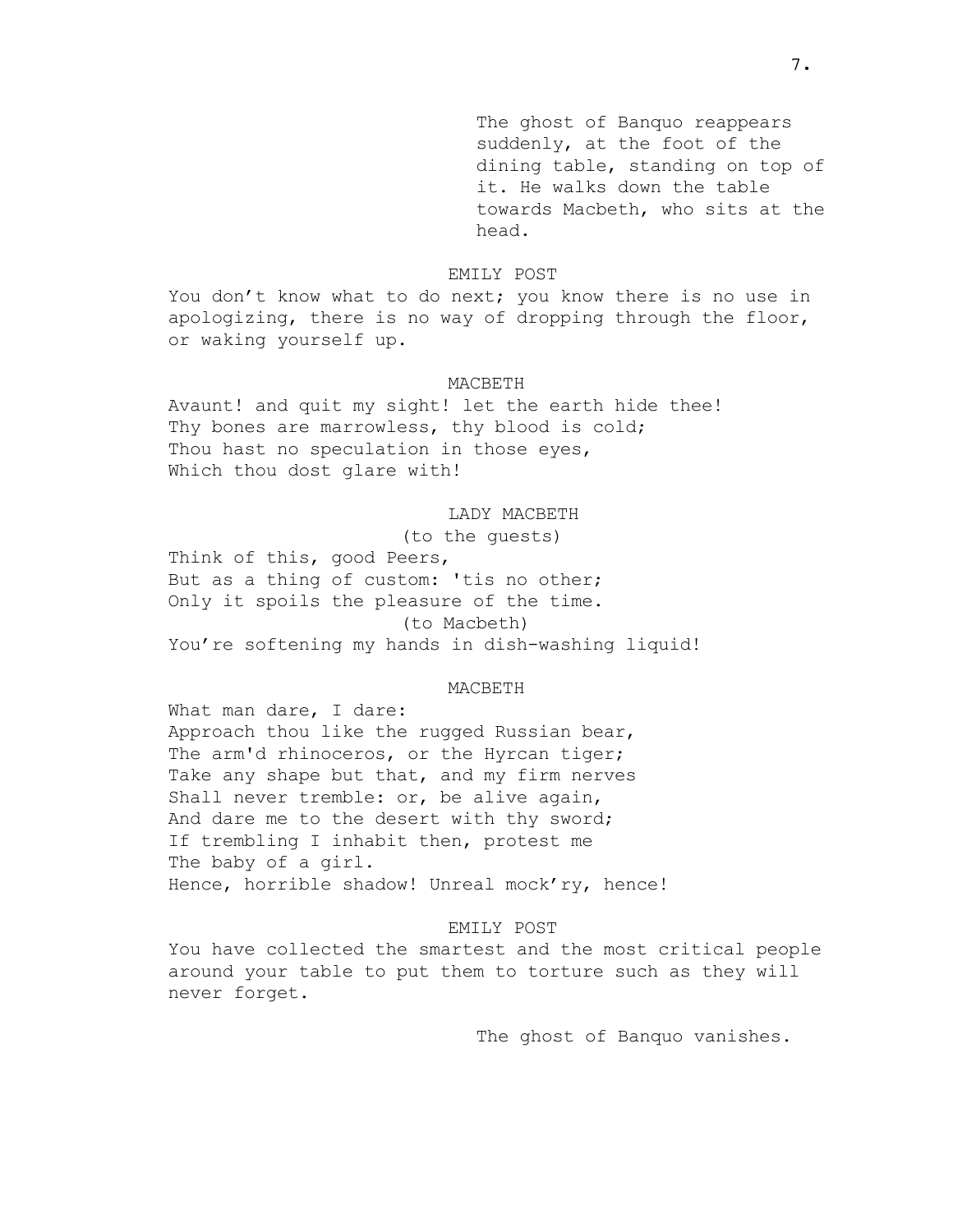The ghost of Banquo reappears suddenly, at the foot of the dining table, standing on top of it. He walks down the table towards Macbeth, who sits at the head.

EMILY POST

You don't know what to do next; you know there is no use in apologizing, there is no way of dropping through the floor, or waking yourself up.

MACBETH

Avaunt! and quit my sight! let the earth hide thee!
Thy bones are marrowless, thy blood is cold;
Thou hast no speculation in those eyes,
Which thou dost glare with!

LADY MACBETH

(to the guests)

Think of this, good Peers,
But as a thing of custom: 'tis no other;
Only it spoils the pleasure of the time.

(to Macbeth)

You're softening my hands in dish-washing liquid!

MACBETH

What man dare, I dare:
Approach thou like the rugged Russian bear,
The arm'd rhinoceros, or the Hyrcan tiger;
Take any shape but that, and my firm nerves
Shall never tremble: or, be alive again,
And dare me to the desert with thy sword;
If trembling I inhabit then, protest me
The baby of a girl.
Hence, horrible shadow! Unreal mock'ry, hence!

EMILY POST

You have collected the smartest and the most critical people around your table to put them to torture such as they will never forget.

The ghost of Banquo vanishes.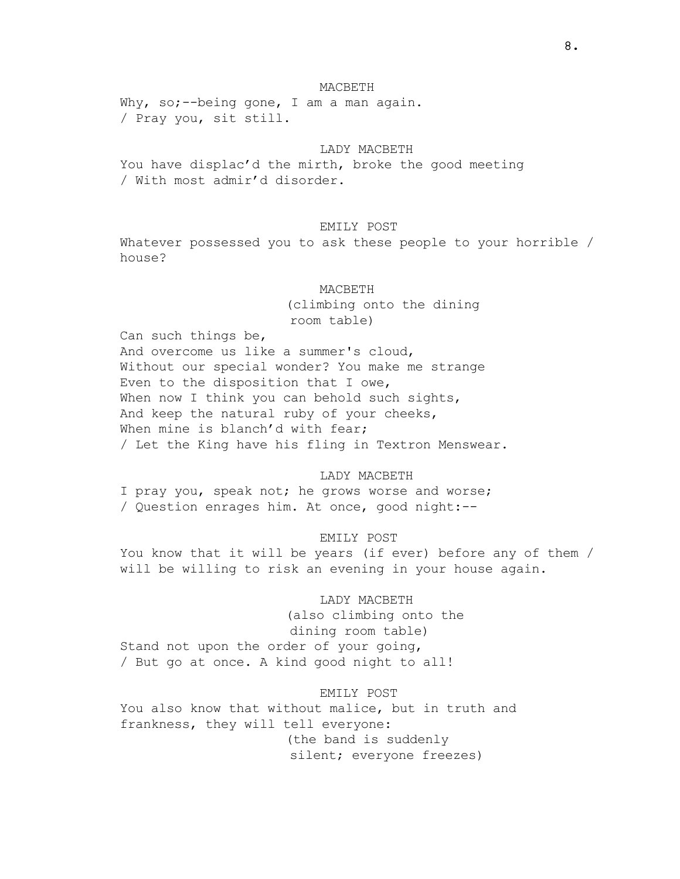MACBETH

Why, so;--being gone, I am a man again.
/ Pray you, sit still.

LADY MACBETH

You have displac'd the mirth, broke the good meeting
/ With most admir'd disorder.

EMILY POST

Whatever possessed you to ask these people to your horrible /
house?

MACBETH

(climbing onto the dining
room table)

Can such things be,
And overcome us like a summer's cloud,
Without our special wonder? You make me strange
Even to the disposition that I owe,
When now I think you can behold such sights,
And keep the natural ruby of your cheeks,
When mine is blanch'd with fear;
/ Let the King have his fling in Textron Menswear.

LADY MACBETH

I pray you, speak not; he grows worse and worse;
/ Question enrages him. At once, good night:--

EMILY POST

You know that it will be years (if ever) before any of them /
will be willing to risk an evening in your house again.

LADY MACBETH

(also climbing onto the
dining room table)

Stand not upon the order of your going,
/ But go at once. A kind good night to all!

EMILY POST

You also know that without malice, but in truth and
frankness, they will tell everyone:

(the band is suddenly
silent; everyone freezes)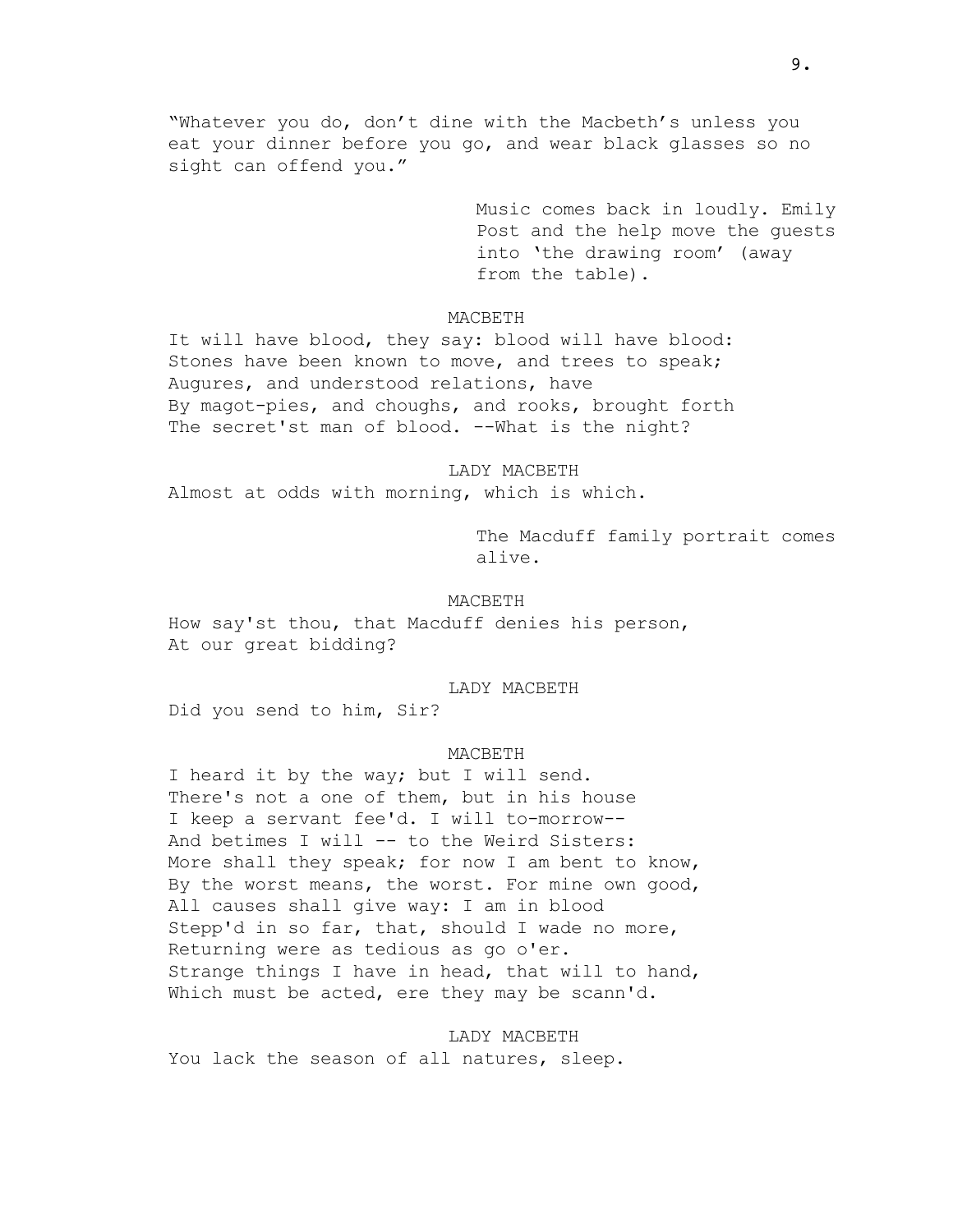"Whatever you do, don't dine with the Macbeth's unless you eat your dinner before you go, and wear black glasses so no sight can offend you."

Music comes back in loudly. Emily Post and the help move the guests into 'the drawing room' (away from the table).

MACBETH

It will have blood, they say: blood will have blood:
Stones have been known to move, and trees to speak;
Augures, and understood relations, have
By magot-pies, and choughs, and rooks, brought forth
The secret'st man of blood. --What is the night?

LADY MACBETH

Almost at odds with morning, which is which.

The Macduff family portrait comes alive.

MACBETH

How say'st thou, that Macduff denies his person,
At our great bidding?

LADY MACBETH

Did you send to him, Sir?

MACBETH

I heard it by the way; but I will send.
There's not a one of them, but in his house
I keep a servant fee'd. I will to-morrow--
And betimes I will -- to the Weird Sisters:
More shall they speak; for now I am bent to know,
By the worst means, the worst. For mine own good,
All causes shall give way: I am in blood
Stepp'd in so far, that, should I wade no more,
Returning were as tedious as go o'er.
Strange things I have in head, that will to hand,
Which must be acted, ere they may be scann'd.

LADY MACBETH

You lack the season of all natures, sleep.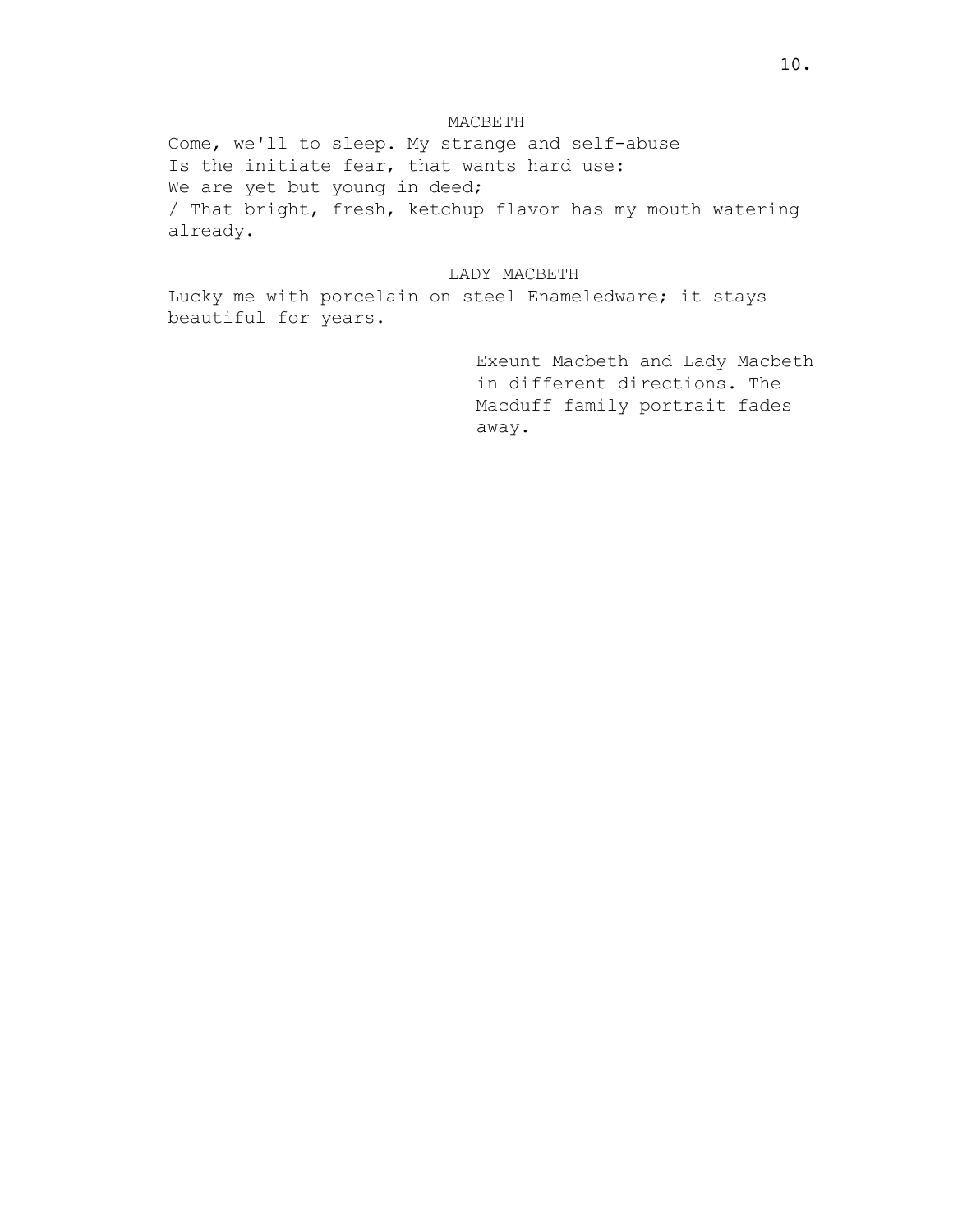MACBETH

Come, we'll to sleep. My strange and self-abuse
Is the initiate fear, that wants hard use:
We are yet but young in deed;
/ That bright, fresh, ketchup flavor has my mouth watering already.

LADY MACBETH

Lucky me with porcelain on steel Enameledware; it stays beautiful for years.

Exeunt Macbeth and Lady Macbeth in different directions. The Macduff family portrait fades away.